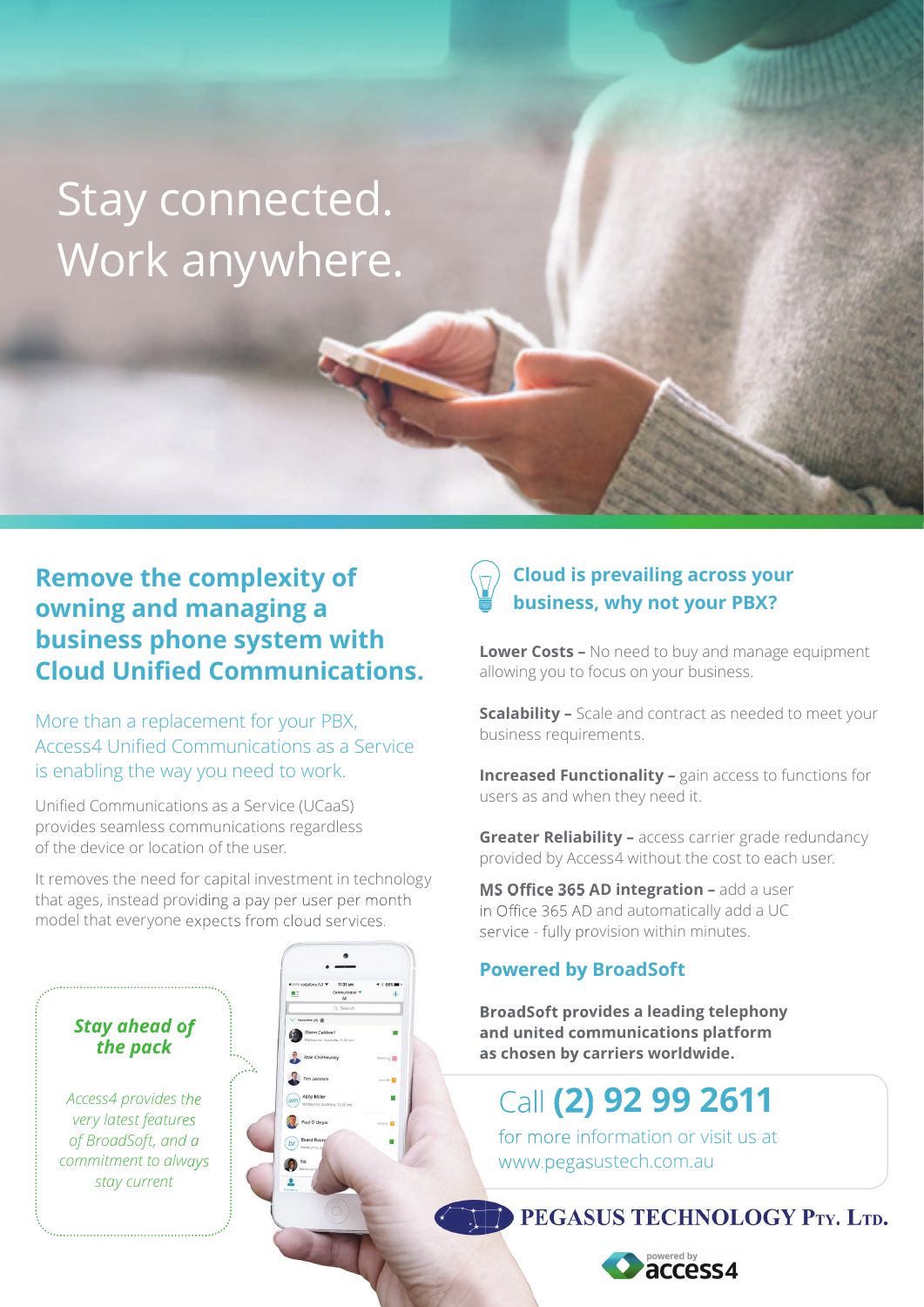# Stay connected. Work anywhere.

## Remove the complexity of owning and managing a business phone system with Cloud Unified Communications.

More than a replacement for your PBX, Access4 Unified Communications as a Service is enabling the way you need to work.

Unified Communications as a Service (UCaaS) provides seamless communications regardless of the device or location of the user.

It removes the need for capital investment in technology that ages, instead providing a pay per user per month model that everyone expects from cloud services.

***Stay ahead of the pack***

*Access4 provides the very latest features of BroadSoft, and a commitment to always stay current*

## Cloud is prevailing across your business, why not your PBX?

**Lower Costs –** No need to buy and manage equipment allowing you to focus on your business.

**Scalability –** Scale and contract as needed to meet your business requirements.

**Increased Functionality –** gain access to functions for users as and when they need it.

**Greater Reliability –** access carrier grade redundancy provided by Access4 without the cost to each user.

**MS Office 365 AD integration –** add a user in Office 365 AD and automatically add a UC service - fully provision within minutes.

## Powered by BroadSoft

**BroadSoft provides a leading telephony and united communications platform as chosen by carriers worldwide.**

Call **(2) 92 99 2611**

for more information or visit us at www.pegasustech.com.au

PEGASUS TECHNOLOGY PTY. LTD.

powered by access4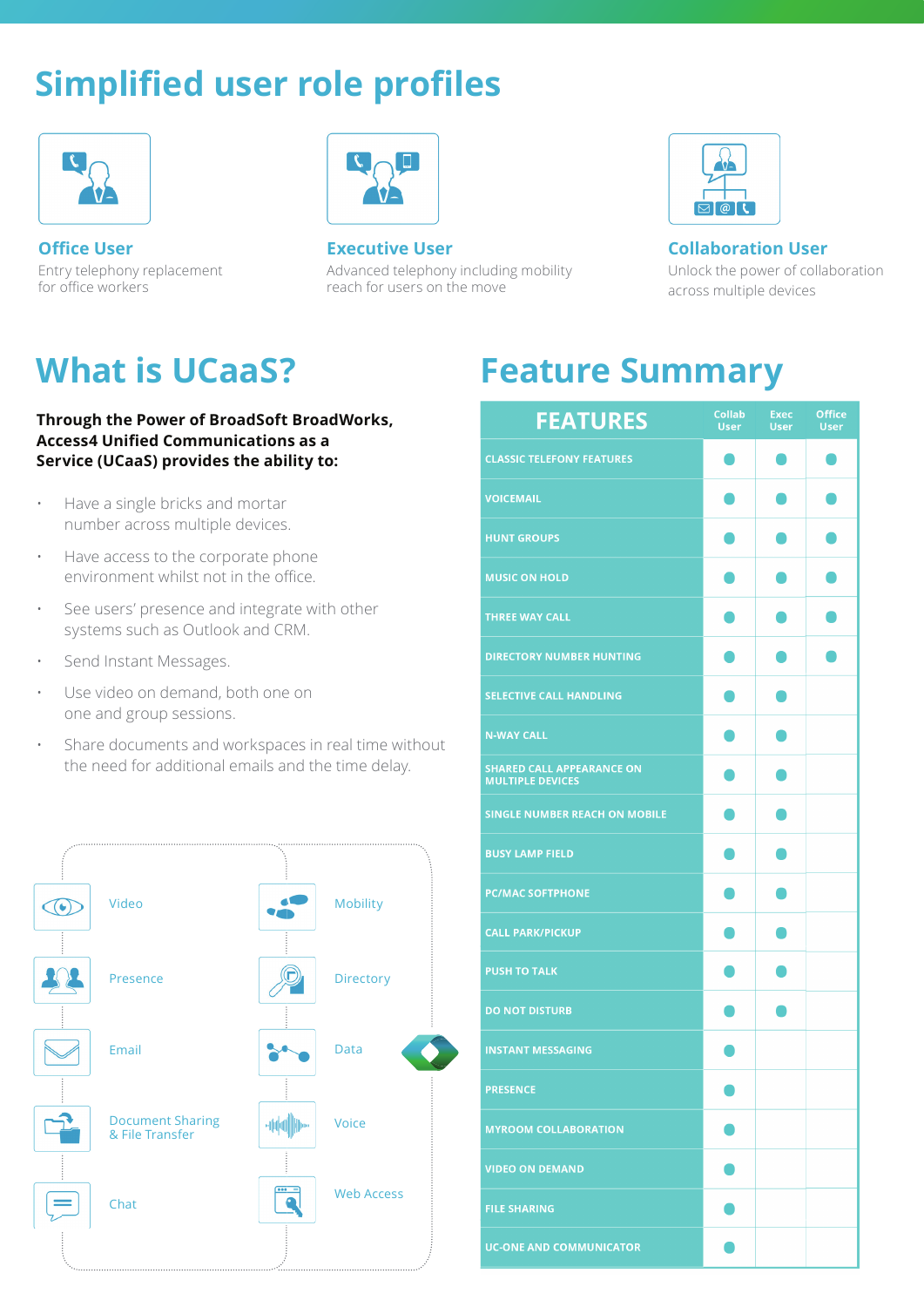# Simplified user role profiles

### Office User
Entry telephony replacement for office workers

### Executive User
Advanced telephony including mobility reach for users on the move

### Collaboration User
Unlock the power of collaboration across multiple devices

## What is UCaaS?

**Through the Power of BroadSoft BroadWorks, Access4 Unified Communications as a Service (UCaaS) provides the ability to:**

- Have a single bricks and mortar number across multiple devices.
- Have access to the corporate phone environment whilst not in the office.
- See users' presence and integrate with other systems such as Outlook and CRM.
- Send Instant Messages.
- Use video on demand, both one on one and group sessions.
- Share documents and workspaces in real time without the need for additional emails and the time delay.

Video
Mobility
Presence
Directory
Email
Data
Document Sharing & File Transfer
Voice
Chat
Web Access

## Feature Summary

| FEATURES | Collab User | Exec User | Office User |
|---|---|---|---|
| CLASSIC TELEFONY FEATURES | ● | ● | ● |
| VOICEMAIL | ● | ● | ● |
| HUNT GROUPS | ● | ● | ● |
| MUSIC ON HOLD | ● | ● | ● |
| THREE WAY CALL | ● | ● | ● |
| DIRECTORY NUMBER HUNTING | ● | ● | ● |
| SELECTIVE CALL HANDLING | ● | ● | |
| N-WAY CALL | ● | ● | |
| SHARED CALL APPEARANCE ON MULTIPLE DEVICES | ● | ● | |
| SINGLE NUMBER REACH ON MOBILE | ● | ● | |
| BUSY LAMP FIELD | ● | ● | |
| PC/MAC SOFTPHONE | ● | ● | |
| CALL PARK/PICKUP | ● | ● | |
| PUSH TO TALK | ● | ● | |
| DO NOT DISTURB | ● | ● | |
| INSTANT MESSAGING | ● | | |
| PRESENCE | ● | | |
| MYROOM COLLABORATION | ● | | |
| VIDEO ON DEMAND | ● | | |
| FILE SHARING | ● | | |
| UC-ONE AND COMMUNICATOR | ● | | |